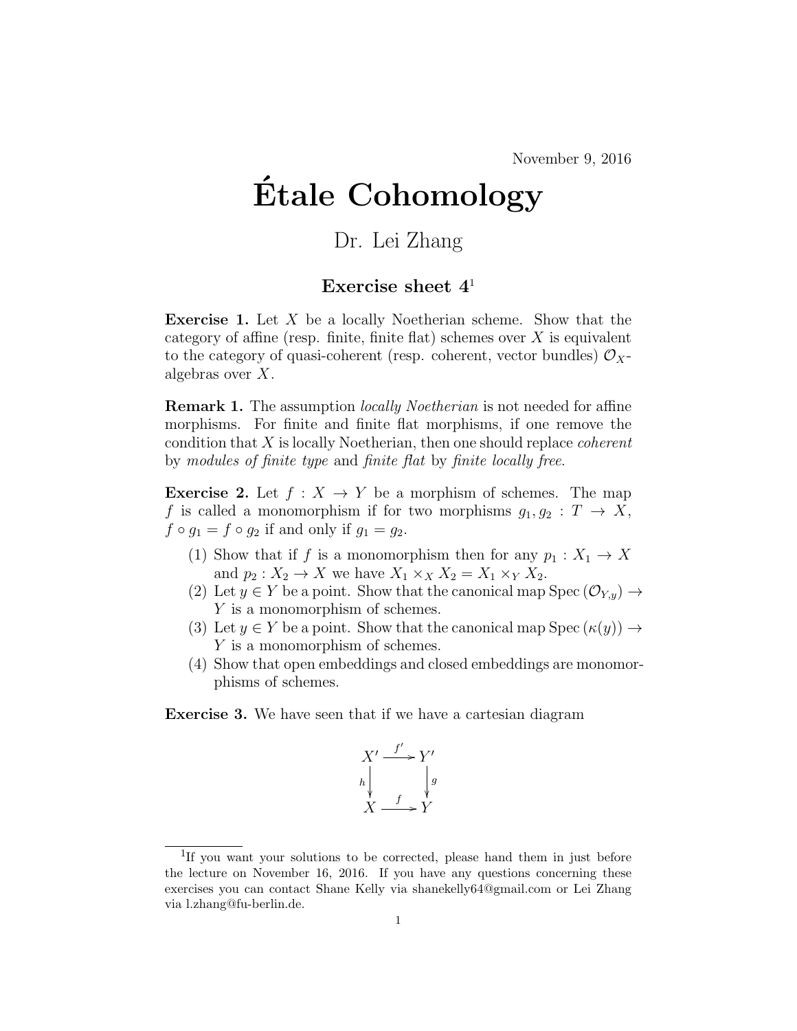November 9, 2016

# Étale Cohomology

Dr. Lei Zhang

### Exercise sheet 4[1]

**Exercise 1.** Let $X$ be a locally Noetherian scheme. Show that the category of affine (resp. finite, finite flat) schemes over $X$ is equivalent to the category of quasi-coherent (resp. coherent, vector bundles) $\mathcal{O}_X$-algebras over $X$.

**Remark 1.** The assumption *locally Noetherian* is not needed for affine morphisms. For finite and finite flat morphisms, if one remove the condition that $X$ is locally Noetherian, then one should replace *coherent* by *modules of finite type* and *finite flat* by *finite locally free*.

**Exercise 2.** Let $f : X \to Y$ be a morphism of schemes. The map $f$ is called a monomorphism if for two morphisms $g_1, g_2 : T \to X$, $f \circ g_1 = f \circ g_2$ if and only if $g_1 = g_2$.

(1) Show that if $f$ is a monomorphism then for any $p_1 : X_1 \to X$ and $p_2 : X_2 \to X$ we have $X_1 \times_X X_2 = X_1 \times_Y X_2$.

(2) Let $y \in Y$ be a point. Show that the canonical map $\mathrm{Spec}\,(\mathcal{O}_{Y,y}) \to Y$ is a monomorphism of schemes.

(3) Let $y \in Y$ be a point. Show that the canonical map $\mathrm{Spec}\,(\kappa(y)) \to Y$ is a monomorphism of schemes.

(4) Show that open embeddings and closed embeddings are monomorphisms of schemes.

**Exercise 3.** We have seen that if we have a cartesian diagram

$$\begin{array}{ccc} X' & \xrightarrow{f'} & Y' \\ {\scriptstyle h}\downarrow & & \downarrow{\scriptstyle g} \\ X & \xrightarrow{f} & Y \end{array}$$

[1] If you want your solutions to be corrected, please hand them in just before the lecture on November 16, 2016. If you have any questions concerning these exercises you can contact Shane Kelly via shanekelly64@gmail.com or Lei Zhang via l.zhang@fu-berlin.de.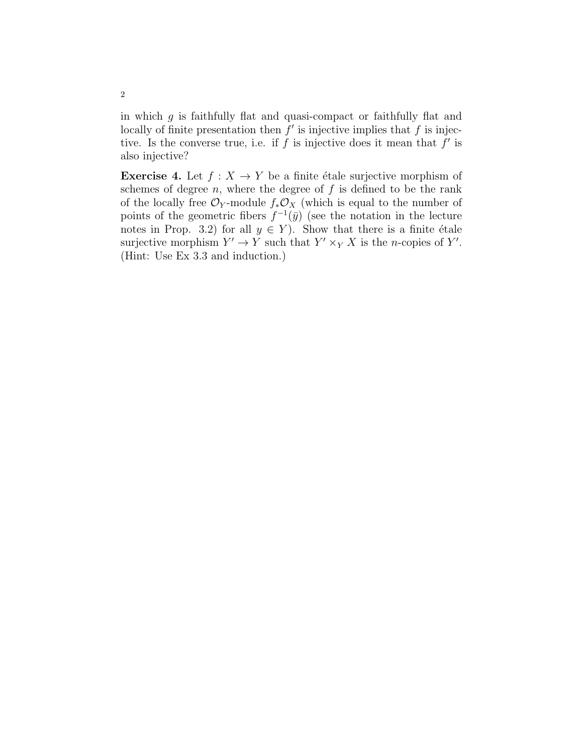in which $g$ is faithfully flat and quasi-compact or faithfully flat and locally of finite presentation then $f'$ is injective implies that $f$ is injective. Is the converse true, i.e. if $f$ is injective does it mean that $f'$ is also injective?

**Exercise 4.** Let $f : X \to Y$ be a finite étale surjective morphism of schemes of degree $n$, where the degree of $f$ is defined to be the rank of the locally free $\mathcal{O}_Y$-module $f_*\mathcal{O}_X$ (which is equal to the number of points of the geometric fibers $f^{-1}(\bar{y})$ (see the notation in the lecture notes in Prop. 3.2) for all $y \in Y$). Show that there is a finite étale surjective morphism $Y' \to Y$ such that $Y' \times_Y X$ is the $n$-copies of $Y'$. (Hint: Use Ex 3.3 and induction.)